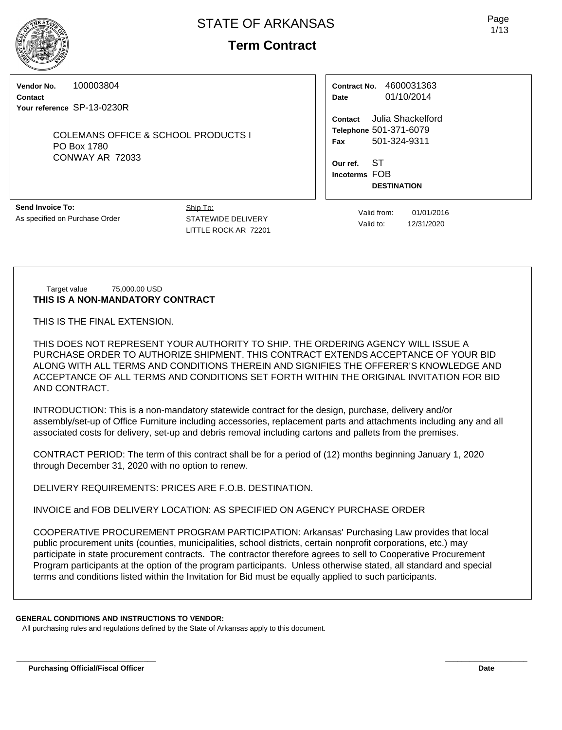# STATE OF ARKANSAS

## Term Contract

**Vendor No.** 100003804
**Contact**
**Your reference** SP-13-0230R

COLEMANS OFFICE & SCHOOL PRODUCTS I
PO Box 1780
CONWAY AR 72033

**Contract No.** 4600031363
**Date** 01/10/2014

**Contact** Julia Shackelford
**Telephone** 501-371-6079
**Fax** 501-324-9311

**Our ref.** ST
**Incoterms** FOB
**DESTINATION**

**Send Invoice To:**
As specified on Purchase Order

Ship To:
STATEWIDE DELIVERY
LITTLE ROCK AR 72201

Valid from: 01/01/2016
Valid to: 12/31/2020

Target value 75,000.00 USD

**THIS IS A NON-MANDATORY CONTRACT**

THIS IS THE FINAL EXTENSION.

THIS DOES NOT REPRESENT YOUR AUTHORITY TO SHIP. THE ORDERING AGENCY WILL ISSUE A PURCHASE ORDER TO AUTHORIZE SHIPMENT. THIS CONTRACT EXTENDS ACCEPTANCE OF YOUR BID ALONG WITH ALL TERMS AND CONDITIONS THEREIN AND SIGNIFIES THE OFFERER'S KNOWLEDGE AND ACCEPTANCE OF ALL TERMS AND CONDITIONS SET FORTH WITHIN THE ORIGINAL INVITATION FOR BID AND CONTRACT.

INTRODUCTION: This is a non-mandatory statewide contract for the design, purchase, delivery and/or assembly/set-up of Office Furniture including accessories, replacement parts and attachments including any and all associated costs for delivery, set-up and debris removal including cartons and pallets from the premises.

CONTRACT PERIOD: The term of this contract shall be for a period of (12) months beginning January 1, 2020 through December 31, 2020 with no option to renew.

DELIVERY REQUIREMENTS: PRICES ARE F.O.B. DESTINATION.

INVOICE and FOB DELIVERY LOCATION: AS SPECIFIED ON AGENCY PURCHASE ORDER

COOPERATIVE PROCUREMENT PROGRAM PARTICIPATION: Arkansas' Purchasing Law provides that local public procurement units (counties, municipalities, school districts, certain nonprofit corporations, etc.) may participate in state procurement contracts. The contractor therefore agrees to sell to Cooperative Procurement Program participants at the option of the program participants. Unless otherwise stated, all standard and special terms and conditions listed within the Invitation for Bid must be equally applied to such participants.

**GENERAL CONDITIONS AND INSTRUCTIONS TO VENDOR:**
All purchasing rules and regulations defined by the State of Arkansas apply to this document.

**Purchasing Official/Fiscal Officer** **Date**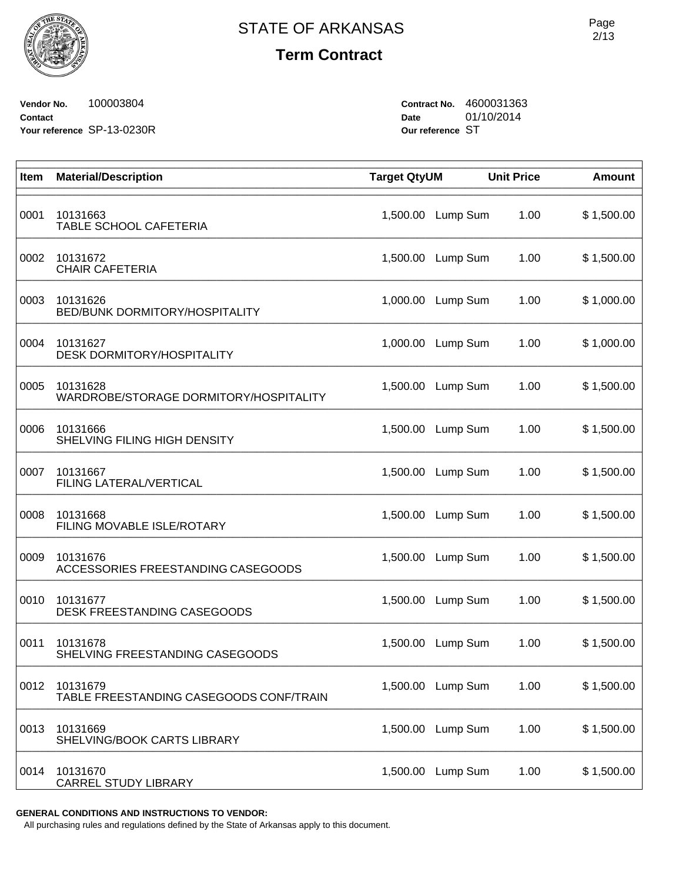# STATE OF ARKANSAS

## Term Contract

**Vendor No.** 100003804
**Contact**
**Your reference** SP-13-0230R

**Contract No.** 4600031363
**Date** 01/10/2014
**Our reference** ST

| Item | Material/Description | Target Qty | UM | Unit Price | Amount |
|---|---|---|---|---|---|
| 0001 | 10131663<br>TABLE SCHOOL CAFETERIA | 1,500.00 | Lump Sum | 1.00 | $ 1,500.00 |
| 0002 | 10131672<br>CHAIR CAFETERIA | 1,500.00 | Lump Sum | 1.00 | $ 1,500.00 |
| 0003 | 10131626<br>BED/BUNK DORMITORY/HOSPITALITY | 1,000.00 | Lump Sum | 1.00 | $ 1,000.00 |
| 0004 | 10131627<br>DESK DORMITORY/HOSPITALITY | 1,000.00 | Lump Sum | 1.00 | $ 1,000.00 |
| 0005 | 10131628<br>WARDROBE/STORAGE DORMITORY/HOSPITALITY | 1,500.00 | Lump Sum | 1.00 | $ 1,500.00 |
| 0006 | 10131666<br>SHELVING FILING HIGH DENSITY | 1,500.00 | Lump Sum | 1.00 | $ 1,500.00 |
| 0007 | 10131667<br>FILING LATERAL/VERTICAL | 1,500.00 | Lump Sum | 1.00 | $ 1,500.00 |
| 0008 | 10131668<br>FILING MOVABLE ISLE/ROTARY | 1,500.00 | Lump Sum | 1.00 | $ 1,500.00 |
| 0009 | 10131676<br>ACCESSORIES FREESTANDING CASEGOODS | 1,500.00 | Lump Sum | 1.00 | $ 1,500.00 |
| 0010 | 10131677<br>DESK FREESTANDING CASEGOODS | 1,500.00 | Lump Sum | 1.00 | $ 1,500.00 |
| 0011 | 10131678<br>SHELVING FREESTANDING CASEGOODS | 1,500.00 | Lump Sum | 1.00 | $ 1,500.00 |
| 0012 | 10131679<br>TABLE FREESTANDING CASEGOODS CONF/TRAIN | 1,500.00 | Lump Sum | 1.00 | $ 1,500.00 |
| 0013 | 10131669<br>SHELVING/BOOK CARTS LIBRARY | 1,500.00 | Lump Sum | 1.00 | $ 1,500.00 |
| 0014 | 10131670<br>CARREL STUDY LIBRARY | 1,500.00 | Lump Sum | 1.00 | $ 1,500.00 |

**GENERAL CONDITIONS AND INSTRUCTIONS TO VENDOR:**
All purchasing rules and regulations defined by the State of Arkansas apply to this document.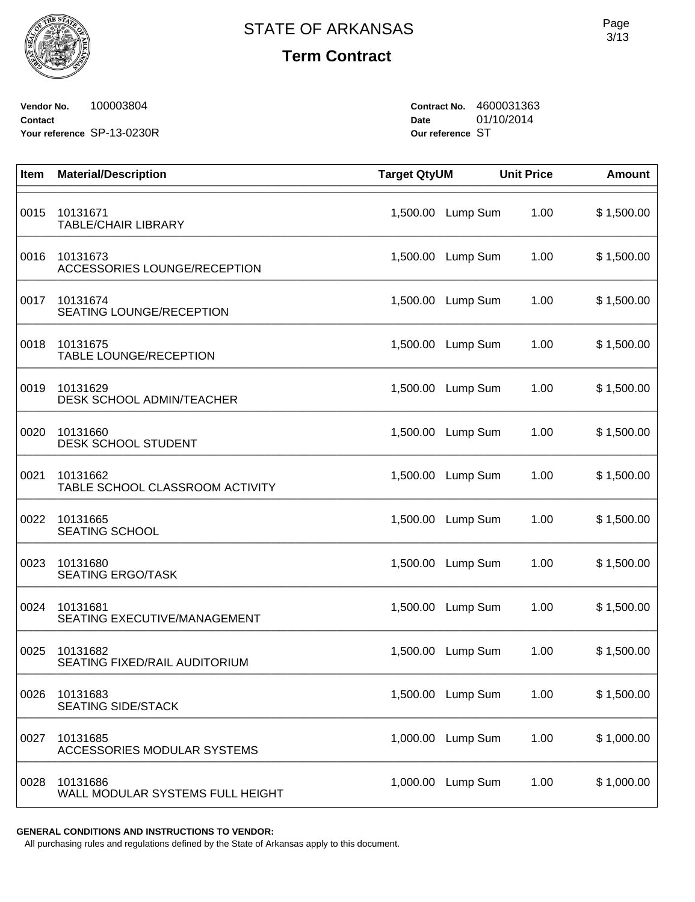# STATE OF ARKANSAS

## Term Contract

**Vendor No.** 100003804
**Contact**
**Your reference** SP-13-0230R

**Contract No.** 4600031363
**Date** 01/10/2014
**Our reference** ST

| Item | Material/Description | Target Qty | UM | Unit Price | Amount |
|---|---|---|---|---|---|
| 0015 | 10131671 TABLE/CHAIR LIBRARY | 1,500.00 | Lump Sum | 1.00 | $ 1,500.00 |
| 0016 | 10131673 ACCESSORIES LOUNGE/RECEPTION | 1,500.00 | Lump Sum | 1.00 | $ 1,500.00 |
| 0017 | 10131674 SEATING LOUNGE/RECEPTION | 1,500.00 | Lump Sum | 1.00 | $ 1,500.00 |
| 0018 | 10131675 TABLE LOUNGE/RECEPTION | 1,500.00 | Lump Sum | 1.00 | $ 1,500.00 |
| 0019 | 10131629 DESK SCHOOL ADMIN/TEACHER | 1,500.00 | Lump Sum | 1.00 | $ 1,500.00 |
| 0020 | 10131660 DESK SCHOOL STUDENT | 1,500.00 | Lump Sum | 1.00 | $ 1,500.00 |
| 0021 | 10131662 TABLE SCHOOL CLASSROOM ACTIVITY | 1,500.00 | Lump Sum | 1.00 | $ 1,500.00 |
| 0022 | 10131665 SEATING SCHOOL | 1,500.00 | Lump Sum | 1.00 | $ 1,500.00 |
| 0023 | 10131680 SEATING ERGO/TASK | 1,500.00 | Lump Sum | 1.00 | $ 1,500.00 |
| 0024 | 10131681 SEATING EXECUTIVE/MANAGEMENT | 1,500.00 | Lump Sum | 1.00 | $ 1,500.00 |
| 0025 | 10131682 SEATING FIXED/RAIL AUDITORIUM | 1,500.00 | Lump Sum | 1.00 | $ 1,500.00 |
| 0026 | 10131683 SEATING SIDE/STACK | 1,500.00 | Lump Sum | 1.00 | $ 1,500.00 |
| 0027 | 10131685 ACCESSORIES MODULAR SYSTEMS | 1,000.00 | Lump Sum | 1.00 | $ 1,000.00 |
| 0028 | 10131686 WALL MODULAR SYSTEMS FULL HEIGHT | 1,000.00 | Lump Sum | 1.00 | $ 1,000.00 |

**GENERAL CONDITIONS AND INSTRUCTIONS TO VENDOR:**
All purchasing rules and regulations defined by the State of Arkansas apply to this document.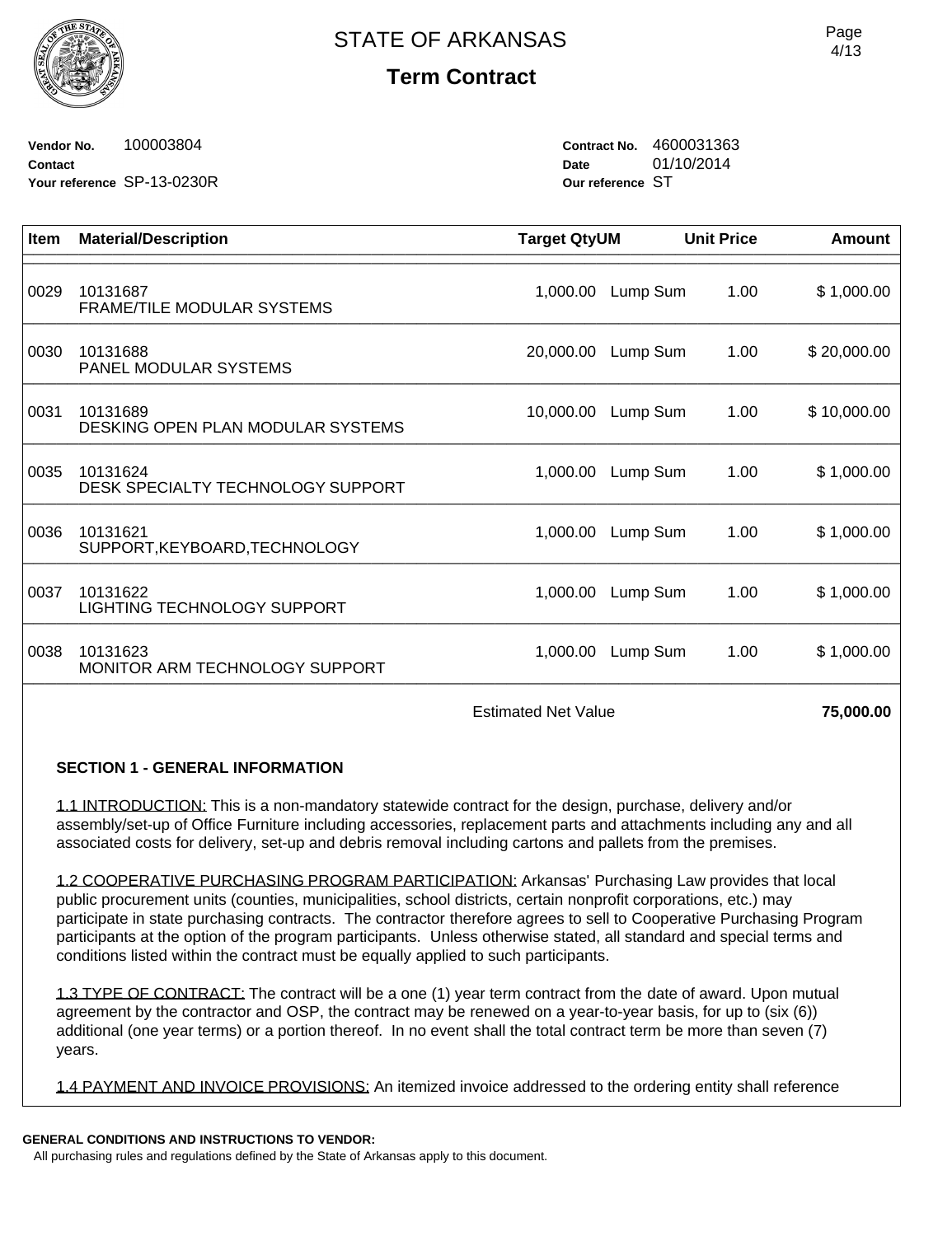STATE OF ARKANSAS

**Term Contract**

**Vendor No.** 100003804
**Contact**
**Your reference** SP-13-0230R

**Contract No.** 4600031363
**Date** 01/10/2014
**Our reference** ST

| Item | Material/Description | Target Qty | UM | Unit Price | Amount |
|---|---|---|---|---|---|
| 0029 | 10131687<br>FRAME/TILE MODULAR SYSTEMS | 1,000.00 | Lump Sum | 1.00 | $ 1,000.00 |
| 0030 | 10131688<br>PANEL MODULAR SYSTEMS | 20,000.00 | Lump Sum | 1.00 | $ 20,000.00 |
| 0031 | 10131689<br>DESKING OPEN PLAN MODULAR SYSTEMS | 10,000.00 | Lump Sum | 1.00 | $ 10,000.00 |
| 0035 | 10131624<br>DESK SPECIALTY TECHNOLOGY SUPPORT | 1,000.00 | Lump Sum | 1.00 | $ 1,000.00 |
| 0036 | 10131621<br>SUPPORT,KEYBOARD,TECHNOLOGY | 1,000.00 | Lump Sum | 1.00 | $ 1,000.00 |
| 0037 | 10131622<br>LIGHTING TECHNOLOGY SUPPORT | 1,000.00 | Lump Sum | 1.00 | $ 1,000.00 |
| 0038 | 10131623<br>MONITOR ARM TECHNOLOGY SUPPORT | 1,000.00 | Lump Sum | 1.00 | $ 1,000.00 |
| | | Estimated Net Value | | | **75,000.00** |

**SECTION 1 - GENERAL INFORMATION**

1.1 INTRODUCTION: This is a non-mandatory statewide contract for the design, purchase, delivery and/or assembly/set-up of Office Furniture including accessories, replacement parts and attachments including any and all associated costs for delivery, set-up and debris removal including cartons and pallets from the premises.

1.2 COOPERATIVE PURCHASING PROGRAM PARTICIPATION: Arkansas' Purchasing Law provides that local public procurement units (counties, municipalities, school districts, certain nonprofit corporations, etc.) may participate in state purchasing contracts. The contractor therefore agrees to sell to Cooperative Purchasing Program participants at the option of the program participants. Unless otherwise stated, all standard and special terms and conditions listed within the contract must be equally applied to such participants.

1.3 TYPE OF CONTRACT: The contract will be a one (1) year term contract from the date of award. Upon mutual agreement by the contractor and OSP, the contract may be renewed on a year-to-year basis, for up to (six (6)) additional (one year terms) or a portion thereof. In no event shall the total contract term be more than seven (7) years.

1.4 PAYMENT AND INVOICE PROVISIONS: An itemized invoice addressed to the ordering entity shall reference

**GENERAL CONDITIONS AND INSTRUCTIONS TO VENDOR:**
All purchasing rules and regulations defined by the State of Arkansas apply to this document.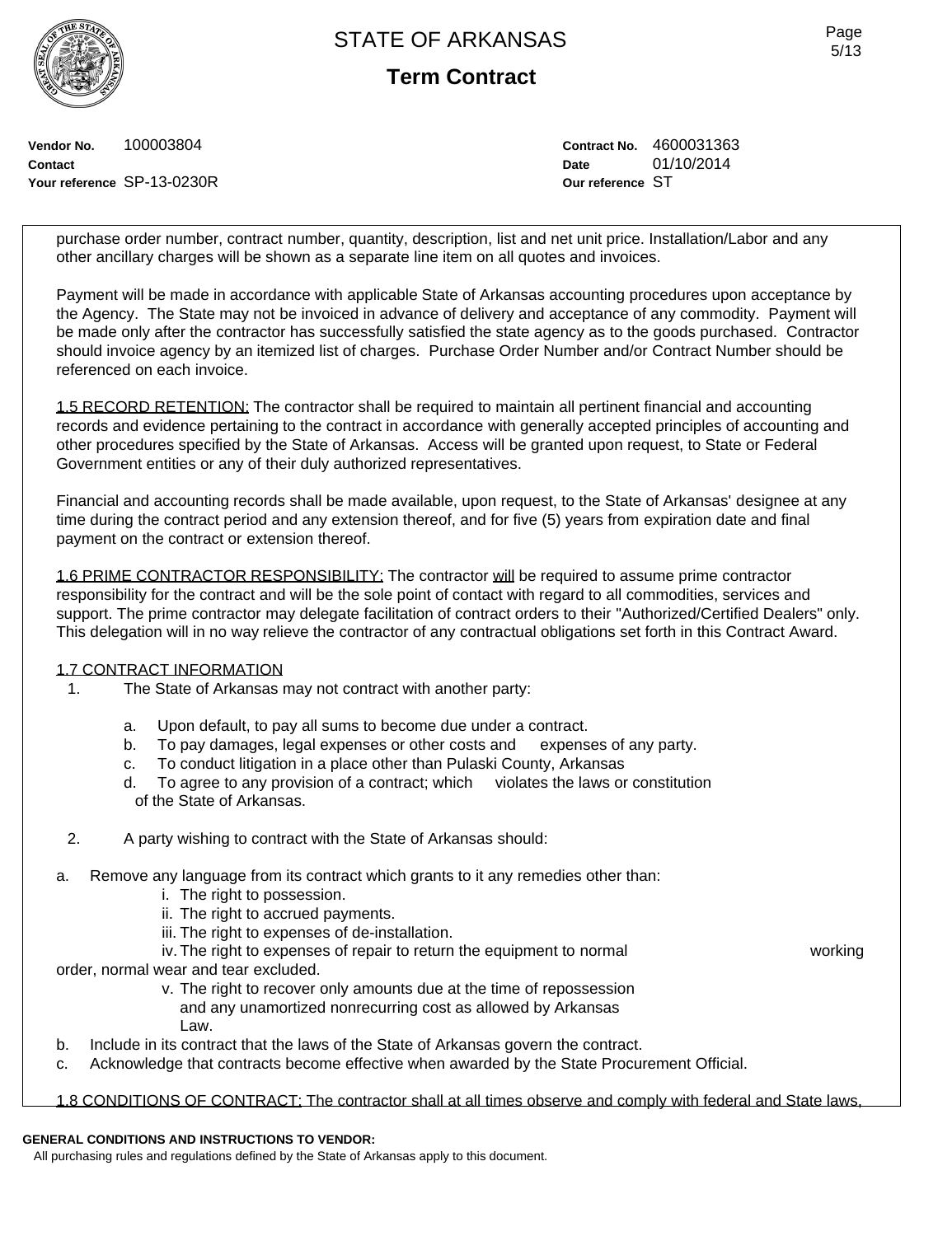Vendor No. 100003804
Contact
Your reference SP-13-0230R

Contract No. 4600031363
Date 01/10/2014
Our reference ST

purchase order number, contract number, quantity, description, list and net unit price. Installation/Labor and any other ancillary charges will be shown as a separate line item on all quotes and invoices.

Payment will be made in accordance with applicable State of Arkansas accounting procedures upon acceptance by the Agency. The State may not be invoiced in advance of delivery and acceptance of any commodity. Payment will be made only after the contractor has successfully satisfied the state agency as to the goods purchased. Contractor should invoice agency by an itemized list of charges. Purchase Order Number and/or Contract Number should be referenced on each invoice.

1.5 RECORD RETENTION: The contractor shall be required to maintain all pertinent financial and accounting records and evidence pertaining to the contract in accordance with generally accepted principles of accounting and other procedures specified by the State of Arkansas. Access will be granted upon request, to State or Federal Government entities or any of their duly authorized representatives.

Financial and accounting records shall be made available, upon request, to the State of Arkansas' designee at any time during the contract period and any extension thereof, and for five (5) years from expiration date and final payment on the contract or extension thereof.

1.6 PRIME CONTRACTOR RESPONSIBILITY: The contractor will be required to assume prime contractor responsibility for the contract and will be the sole point of contact with regard to all commodities, services and support. The prime contractor may delegate facilitation of contract orders to their "Authorized/Certified Dealers" only. This delegation will in no way relieve the contractor of any contractual obligations set forth in this Contract Award.

1.7 CONTRACT INFORMATION

1. The State of Arkansas may not contract with another party:
   a. Upon default, to pay all sums to become due under a contract.
   b. To pay damages, legal expenses or other costs and expenses of any party.
   c. To conduct litigation in a place other than Pulaski County, Arkansas
   d. To agree to any provision of a contract; which violates the laws or constitution of the State of Arkansas.

2. A party wishing to contract with the State of Arkansas should:

a. Remove any language from its contract which grants to it any remedies other than:
   i. The right to possession.
   ii. The right to accrued payments.
   iii. The right to expenses of de-installation.
   iv. The right to expenses of repair to return the equipment to normal working order, normal wear and tear excluded.
   v. The right to recover only amounts due at the time of repossession and any unamortized nonrecurring cost as allowed by Arkansas Law.
b. Include in its contract that the laws of the State of Arkansas govern the contract.
c. Acknowledge that contracts become effective when awarded by the State Procurement Official.

1.8 CONDITIONS OF CONTRACT: The contractor shall at all times observe and comply with federal and State laws,

**GENERAL CONDITIONS AND INSTRUCTIONS TO VENDOR:**
All purchasing rules and regulations defined by the State of Arkansas apply to this document.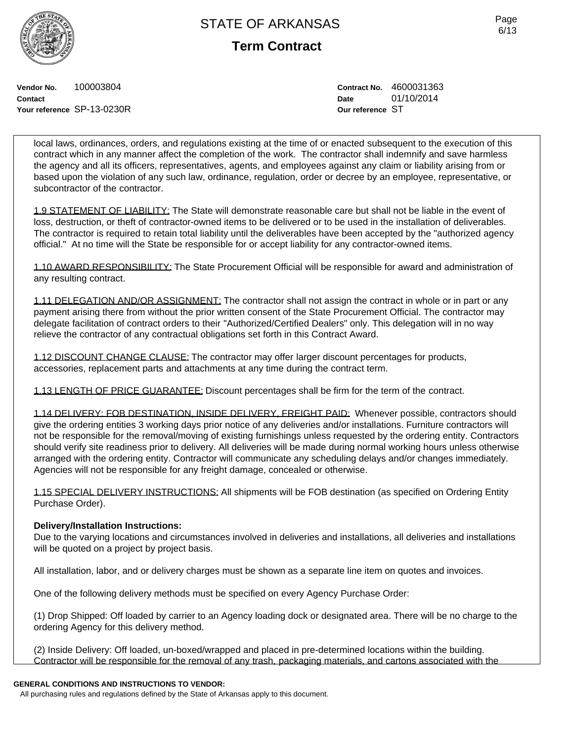local laws, ordinances, orders, and regulations existing at the time of or enacted subsequent to the execution of this contract which in any manner affect the completion of the work. The contractor shall indemnify and save harmless the agency and all its officers, representatives, agents, and employees against any claim or liability arising from or based upon the violation of any such law, ordinance, regulation, order or decree by an employee, representative, or subcontractor of the contractor.

1.9 STATEMENT OF LIABILITY: The State will demonstrate reasonable care but shall not be liable in the event of loss, destruction, or theft of contractor-owned items to be delivered or to be used in the installation of deliverables. The contractor is required to retain total liability until the deliverables have been accepted by the "authorized agency official." At no time will the State be responsible for or accept liability for any contractor-owned items.

1.10 AWARD RESPONSIBILITY: The State Procurement Official will be responsible for award and administration of any resulting contract.

1.11 DELEGATION AND/OR ASSIGNMENT: The contractor shall not assign the contract in whole or in part or any payment arising there from without the prior written consent of the State Procurement Official. The contractor may delegate facilitation of contract orders to their "Authorized/Certified Dealers" only. This delegation will in no way relieve the contractor of any contractual obligations set forth in this Contract Award.

1.12 DISCOUNT CHANGE CLAUSE: The contractor may offer larger discount percentages for products, accessories, replacement parts and attachments at any time during the contract term.

1.13 LENGTH OF PRICE GUARANTEE: Discount percentages shall be firm for the term of the contract.

1.14 DELIVERY: FOB DESTINATION, INSIDE DELIVERY, FREIGHT PAID: Whenever possible, contractors should give the ordering entities 3 working days prior notice of any deliveries and/or installations. Furniture contractors will not be responsible for the removal/moving of existing furnishings unless requested by the ordering entity. Contractors should verify site readiness prior to delivery. All deliveries will be made during normal working hours unless otherwise arranged with the ordering entity. Contractor will communicate any scheduling delays and/or changes immediately. Agencies will not be responsible for any freight damage, concealed or otherwise.

1.15 SPECIAL DELIVERY INSTRUCTIONS: All shipments will be FOB destination (as specified on Ordering Entity Purchase Order).

**Delivery/Installation Instructions:**
Due to the varying locations and circumstances involved in deliveries and installations, all deliveries and installations will be quoted on a project by project basis.

All installation, labor, and or delivery charges must be shown as a separate line item on quotes and invoices.

One of the following delivery methods must be specified on every Agency Purchase Order:

(1) Drop Shipped: Off loaded by carrier to an Agency loading dock or designated area. There will be no charge to the ordering Agency for this delivery method.

(2) Inside Delivery: Off loaded, un-boxed/wrapped and placed in pre-determined locations within the building. Contractor will be responsible for the removal of any trash, packaging materials, and cartons associated with the

**GENERAL CONDITIONS AND INSTRUCTIONS TO VENDOR:**
All purchasing rules and regulations defined by the State of Arkansas apply to this document.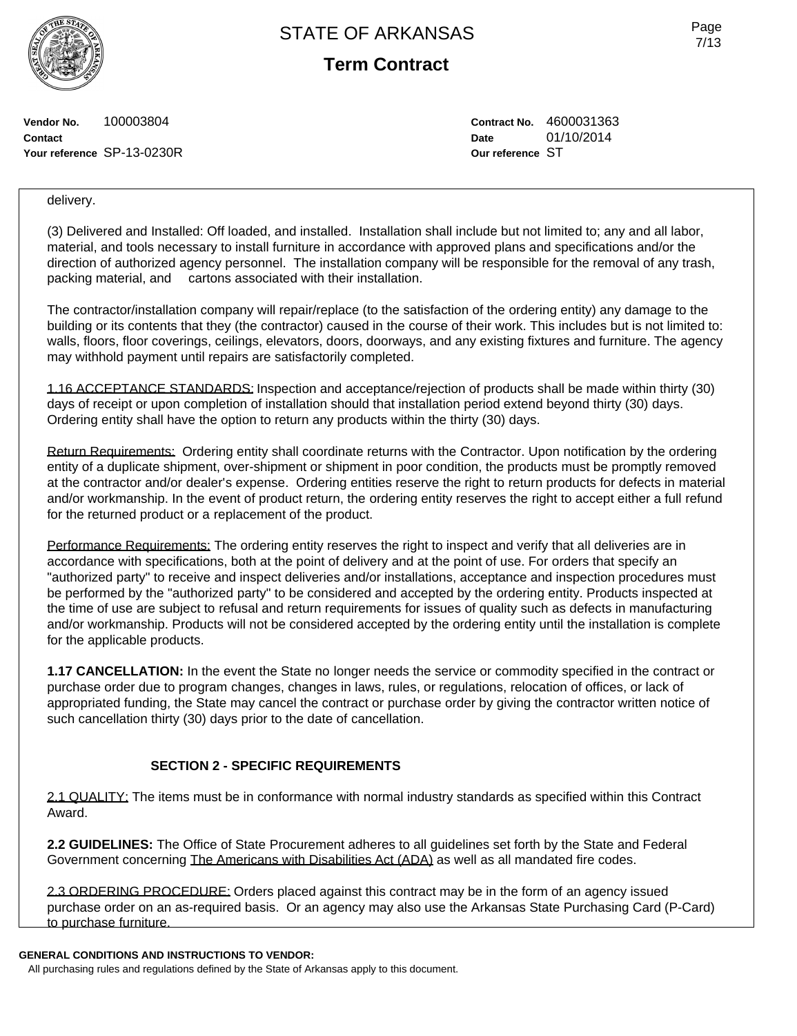delivery.

(3) Delivered and Installed: Off loaded, and installed. Installation shall include but not limited to; any and all labor, material, and tools necessary to install furniture in accordance with approved plans and specifications and/or the direction of authorized agency personnel. The installation company will be responsible for the removal of any trash, packing material, and cartons associated with their installation.

The contractor/installation company will repair/replace (to the satisfaction of the ordering entity) any damage to the building or its contents that they (the contractor) caused in the course of their work. This includes but is not limited to: walls, floors, floor coverings, ceilings, elevators, doors, doorways, and any existing fixtures and furniture. The agency may withhold payment until repairs are satisfactorily completed.

1.16 ACCEPTANCE STANDARDS: Inspection and acceptance/rejection of products shall be made within thirty (30) days of receipt or upon completion of installation should that installation period extend beyond thirty (30) days. Ordering entity shall have the option to return any products within the thirty (30) days.

Return Requirements: Ordering entity shall coordinate returns with the Contractor. Upon notification by the ordering entity of a duplicate shipment, over-shipment or shipment in poor condition, the products must be promptly removed at the contractor and/or dealer's expense. Ordering entities reserve the right to return products for defects in material and/or workmanship. In the event of product return, the ordering entity reserves the right to accept either a full refund for the returned product or a replacement of the product.

Performance Requirements: The ordering entity reserves the right to inspect and verify that all deliveries are in accordance with specifications, both at the point of delivery and at the point of use. For orders that specify an "authorized party" to receive and inspect deliveries and/or installations, acceptance and inspection procedures must be performed by the "authorized party" to be considered and accepted by the ordering entity. Products inspected at the time of use are subject to refusal and return requirements for issues of quality such as defects in manufacturing and/or workmanship. Products will not be considered accepted by the ordering entity until the installation is complete for the applicable products.

**1.17 CANCELLATION:** In the event the State no longer needs the service or commodity specified in the contract or purchase order due to program changes, changes in laws, rules, or regulations, relocation of offices, or lack of appropriated funding, the State may cancel the contract or purchase order by giving the contractor written notice of such cancellation thirty (30) days prior to the date of cancellation.

## SECTION 2 - SPECIFIC REQUIREMENTS

2.1 QUALITY: The items must be in conformance with normal industry standards as specified within this Contract Award.

**2.2 GUIDELINES:** The Office of State Procurement adheres to all guidelines set forth by the State and Federal Government concerning The Americans with Disabilities Act (ADA) as well as all mandated fire codes.

2.3 ORDERING PROCEDURE: Orders placed against this contract may be in the form of an agency issued purchase order on an as-required basis. Or an agency may also use the Arkansas State Purchasing Card (P-Card) to purchase furniture.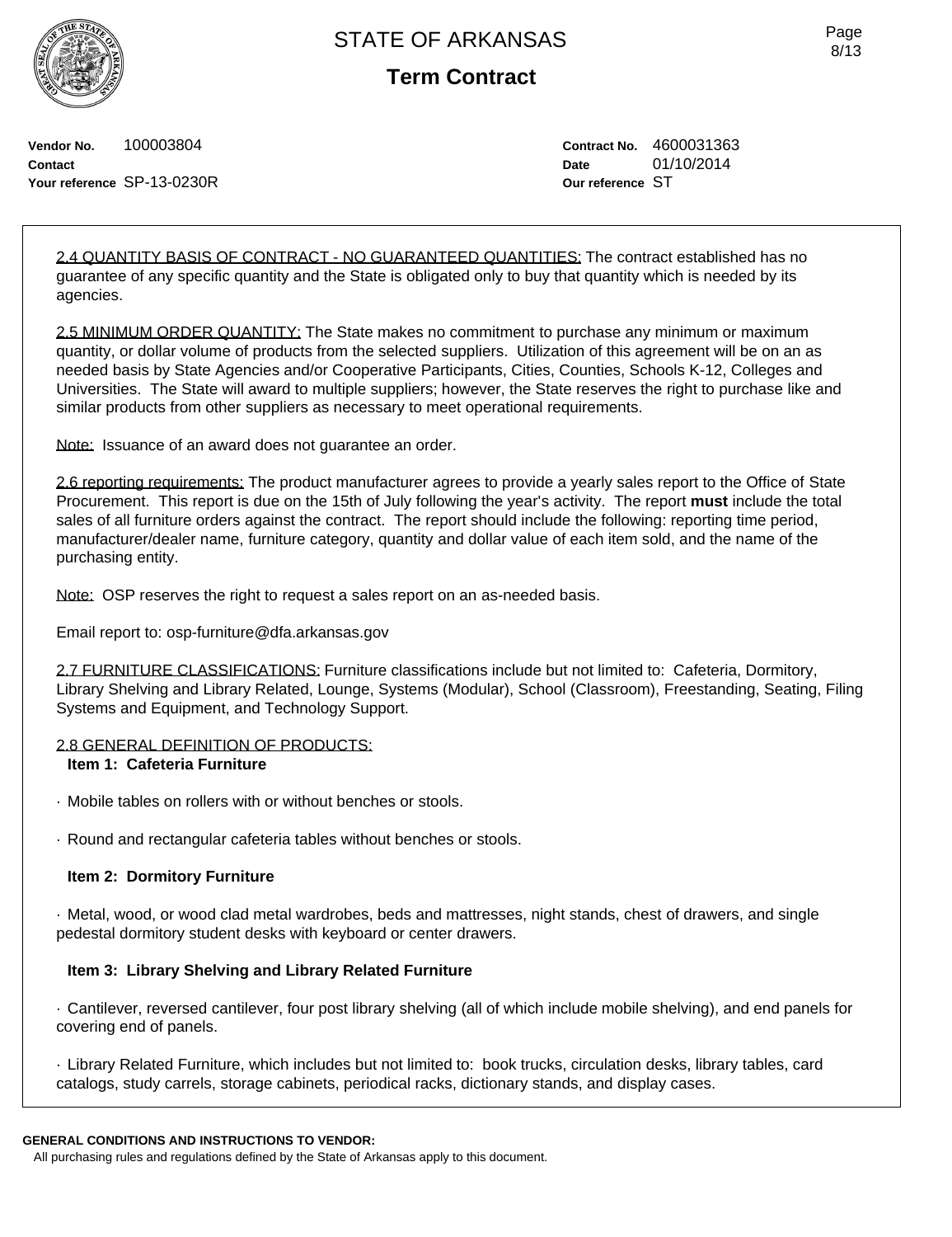# STATE OF ARKANSAS

## Term Contract

**Vendor No.** 100003804
**Contact**
**Your reference** SP-13-0230R

**Contract No.** 4600031363
**Date** 01/10/2014
**Our reference** ST

2.4 QUANTITY BASIS OF CONTRACT - NO GUARANTEED QUANTITIES: The contract established has no guarantee of any specific quantity and the State is obligated only to buy that quantity which is needed by its agencies.

2.5 MINIMUM ORDER QUANTITY: The State makes no commitment to purchase any minimum or maximum quantity, or dollar volume of products from the selected suppliers. Utilization of this agreement will be on an as needed basis by State Agencies and/or Cooperative Participants, Cities, Counties, Schools K-12, Colleges and Universities. The State will award to multiple suppliers; however, the State reserves the right to purchase like and similar products from other suppliers as necessary to meet operational requirements.

Note: Issuance of an award does not guarantee an order.

2.6 reporting requirements: The product manufacturer agrees to provide a yearly sales report to the Office of State Procurement. This report is due on the 15th of July following the year's activity. The report **must** include the total sales of all furniture orders against the contract. The report should include the following: reporting time period, manufacturer/dealer name, furniture category, quantity and dollar value of each item sold, and the name of the purchasing entity.

Note: OSP reserves the right to request a sales report on an as-needed basis.

Email report to: osp-furniture@dfa.arkansas.gov

2.7 FURNITURE CLASSIFICATIONS: Furniture classifications include but not limited to: Cafeteria, Dormitory, Library Shelving and Library Related, Lounge, Systems (Modular), School (Classroom), Freestanding, Seating, Filing Systems and Equipment, and Technology Support.

2.8 GENERAL DEFINITION OF PRODUCTS:

**Item 1: Cafeteria Furniture**

· Mobile tables on rollers with or without benches or stools.

· Round and rectangular cafeteria tables without benches or stools.

**Item 2: Dormitory Furniture**

· Metal, wood, or wood clad metal wardrobes, beds and mattresses, night stands, chest of drawers, and single pedestal dormitory student desks with keyboard or center drawers.

**Item 3: Library Shelving and Library Related Furniture**

· Cantilever, reversed cantilever, four post library shelving (all of which include mobile shelving), and end panels for covering end of panels.

· Library Related Furniture, which includes but not limited to: book trucks, circulation desks, library tables, card catalogs, study carrels, storage cabinets, periodical racks, dictionary stands, and display cases.

**GENERAL CONDITIONS AND INSTRUCTIONS TO VENDOR:**
All purchasing rules and regulations defined by the State of Arkansas apply to this document.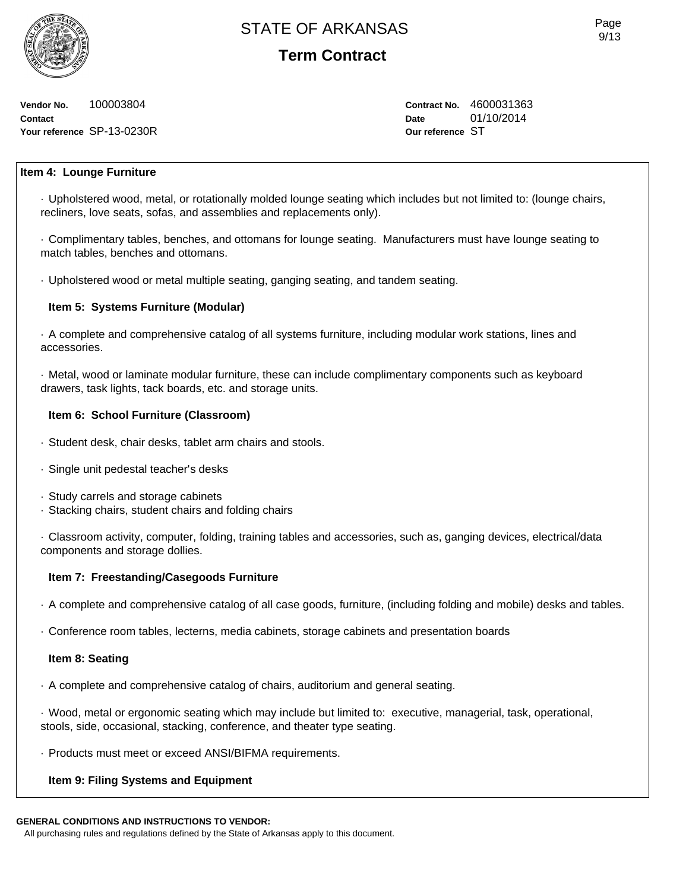# STATE OF ARKANSAS

## Term Contract

**Vendor No.** 100003804
**Contact**
**Your reference** SP-13-0230R

**Contract No.** 4600031363
**Date** 01/10/2014
**Our reference** ST

**Item 4: Lounge Furniture**

· Upholstered wood, metal, or rotationally molded lounge seating which includes but not limited to: (lounge chairs, recliners, love seats, sofas, and assemblies and replacements only).

· Complimentary tables, benches, and ottomans for lounge seating. Manufacturers must have lounge seating to match tables, benches and ottomans.

· Upholstered wood or metal multiple seating, ganging seating, and tandem seating.

**Item 5: Systems Furniture (Modular)**

· A complete and comprehensive catalog of all systems furniture, including modular work stations, lines and accessories.

· Metal, wood or laminate modular furniture, these can include complimentary components such as keyboard drawers, task lights, tack boards, etc. and storage units.

**Item 6: School Furniture (Classroom)**

· Student desk, chair desks, tablet arm chairs and stools.

· Single unit pedestal teacher's desks

· Study carrels and storage cabinets
· Stacking chairs, student chairs and folding chairs

· Classroom activity, computer, folding, training tables and accessories, such as, ganging devices, electrical/data components and storage dollies.

**Item 7: Freestanding/Casegoods Furniture**

· A complete and comprehensive catalog of all case goods, furniture, (including folding and mobile) desks and tables.

· Conference room tables, lecterns, media cabinets, storage cabinets and presentation boards

**Item 8: Seating**

· A complete and comprehensive catalog of chairs, auditorium and general seating.

· Wood, metal or ergonomic seating which may include but limited to: executive, managerial, task, operational, stools, side, occasional, stacking, conference, and theater type seating.

· Products must meet or exceed ANSI/BIFMA requirements.

**Item 9: Filing Systems and Equipment**

**GENERAL CONDITIONS AND INSTRUCTIONS TO VENDOR:**
All purchasing rules and regulations defined by the State of Arkansas apply to this document.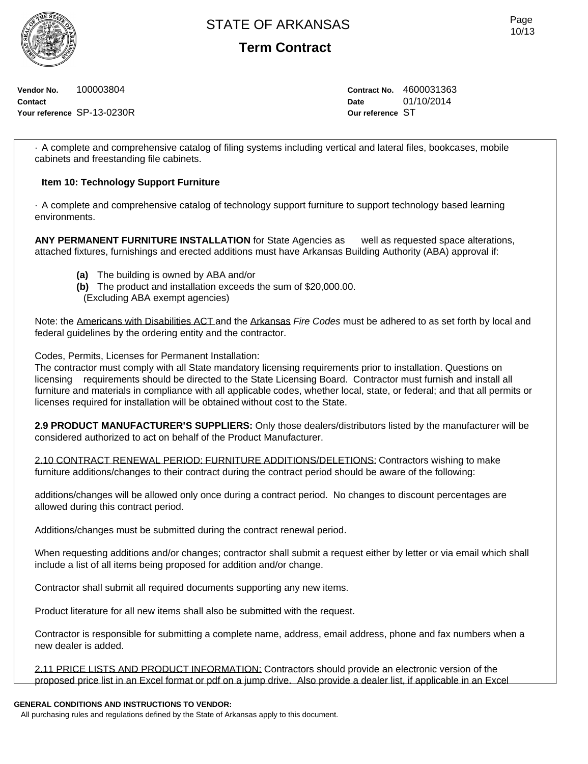· A complete and comprehensive catalog of filing systems including vertical and lateral files, bookcases, mobile cabinets and freestanding file cabinets.

**Item 10: Technology Support Furniture**

· A complete and comprehensive catalog of technology support furniture to support technology based learning environments.

**ANY PERMANENT FURNITURE INSTALLATION** for State Agencies as well as requested space alterations, attached fixtures, furnishings and erected additions must have Arkansas Building Authority (ABA) approval if:

- **(a)** The building is owned by ABA and/or
- **(b)** The product and installation exceeds the sum of $20,000.00. (Excluding ABA exempt agencies)

Note: the Americans with Disabilities ACT and the Arkansas *Fire Codes* must be adhered to as set forth by local and federal guidelines by the ordering entity and the contractor.

Codes, Permits, Licenses for Permanent Installation:
The contractor must comply with all State mandatory licensing requirements prior to installation. Questions on licensing requirements should be directed to the State Licensing Board. Contractor must furnish and install all furniture and materials in compliance with all applicable codes, whether local, state, or federal; and that all permits or licenses required for installation will be obtained without cost to the State.

**2.9 PRODUCT MANUFACTURER'S SUPPLIERS:** Only those dealers/distributors listed by the manufacturer will be considered authorized to act on behalf of the Product Manufacturer.

2.10 CONTRACT RENEWAL PERIOD: FURNITURE ADDITIONS/DELETIONS: Contractors wishing to make furniture additions/changes to their contract during the contract period should be aware of the following:

additions/changes will be allowed only once during a contract period. No changes to discount percentages are allowed during this contract period.

Additions/changes must be submitted during the contract renewal period.

When requesting additions and/or changes; contractor shall submit a request either by letter or via email which shall include a list of all items being proposed for addition and/or change.

Contractor shall submit all required documents supporting any new items.

Product literature for all new items shall also be submitted with the request.

Contractor is responsible for submitting a complete name, address, email address, phone and fax numbers when a new dealer is added.

2.11 PRICE LISTS AND PRODUCT INFORMATION: Contractors should provide an electronic version of the proposed price list in an Excel format or pdf on a jump drive. Also provide a dealer list, if applicable in an Excel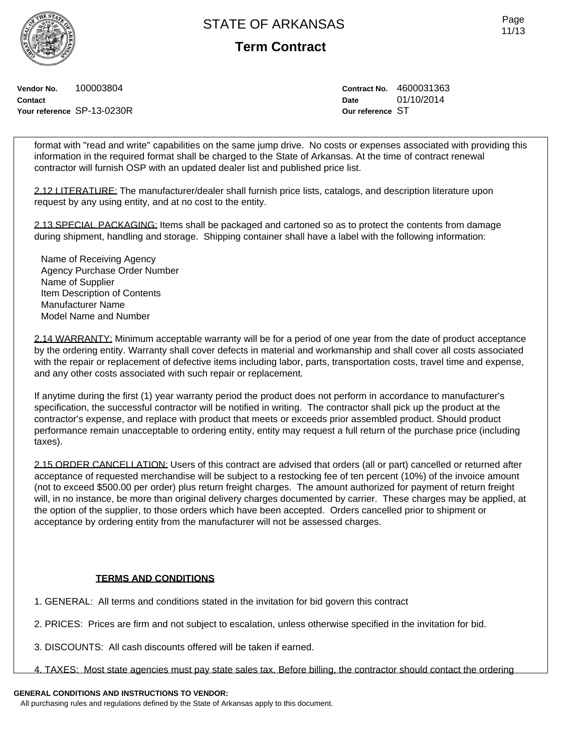format with "read and write" capabilities on the same jump drive. No costs or expenses associated with providing this information in the required format shall be charged to the State of Arkansas. At the time of contract renewal contractor will furnish OSP with an updated dealer list and published price list.

2.12 LITERATURE: The manufacturer/dealer shall furnish price lists, catalogs, and description literature upon request by any using entity, and at no cost to the entity.

2.13 SPECIAL PACKAGING: Items shall be packaged and cartoned so as to protect the contents from damage during shipment, handling and storage. Shipping container shall have a label with the following information:

Name of Receiving Agency
Agency Purchase Order Number
Name of Supplier
Item Description of Contents
Manufacturer Name
Model Name and Number

2.14 WARRANTY: Minimum acceptable warranty will be for a period of one year from the date of product acceptance by the ordering entity. Warranty shall cover defects in material and workmanship and shall cover all costs associated with the repair or replacement of defective items including labor, parts, transportation costs, travel time and expense, and any other costs associated with such repair or replacement.

If anytime during the first (1) year warranty period the product does not perform in accordance to manufacturer's specification, the successful contractor will be notified in writing. The contractor shall pick up the product at the contractor's expense, and replace with product that meets or exceeds prior assembled product. Should product performance remain unacceptable to ordering entity, entity may request a full return of the purchase price (including taxes).

2.15 ORDER CANCELLATION: Users of this contract are advised that orders (all or part) cancelled or returned after acceptance of requested merchandise will be subject to a restocking fee of ten percent (10%) of the invoice amount (not to exceed $500.00 per order) plus return freight charges. The amount authorized for payment of return freight will, in no instance, be more than original delivery charges documented by carrier. These charges may be applied, at the option of the supplier, to those orders which have been accepted. Orders cancelled prior to shipment or acceptance by ordering entity from the manufacturer will not be assessed charges.

## TERMS AND CONDITIONS

1. GENERAL: All terms and conditions stated in the invitation for bid govern this contract

2. PRICES: Prices are firm and not subject to escalation, unless otherwise specified in the invitation for bid.

3. DISCOUNTS: All cash discounts offered will be taken if earned.

4. TAXES: Most state agencies must pay state sales tax. Before billing, the contractor should contact the ordering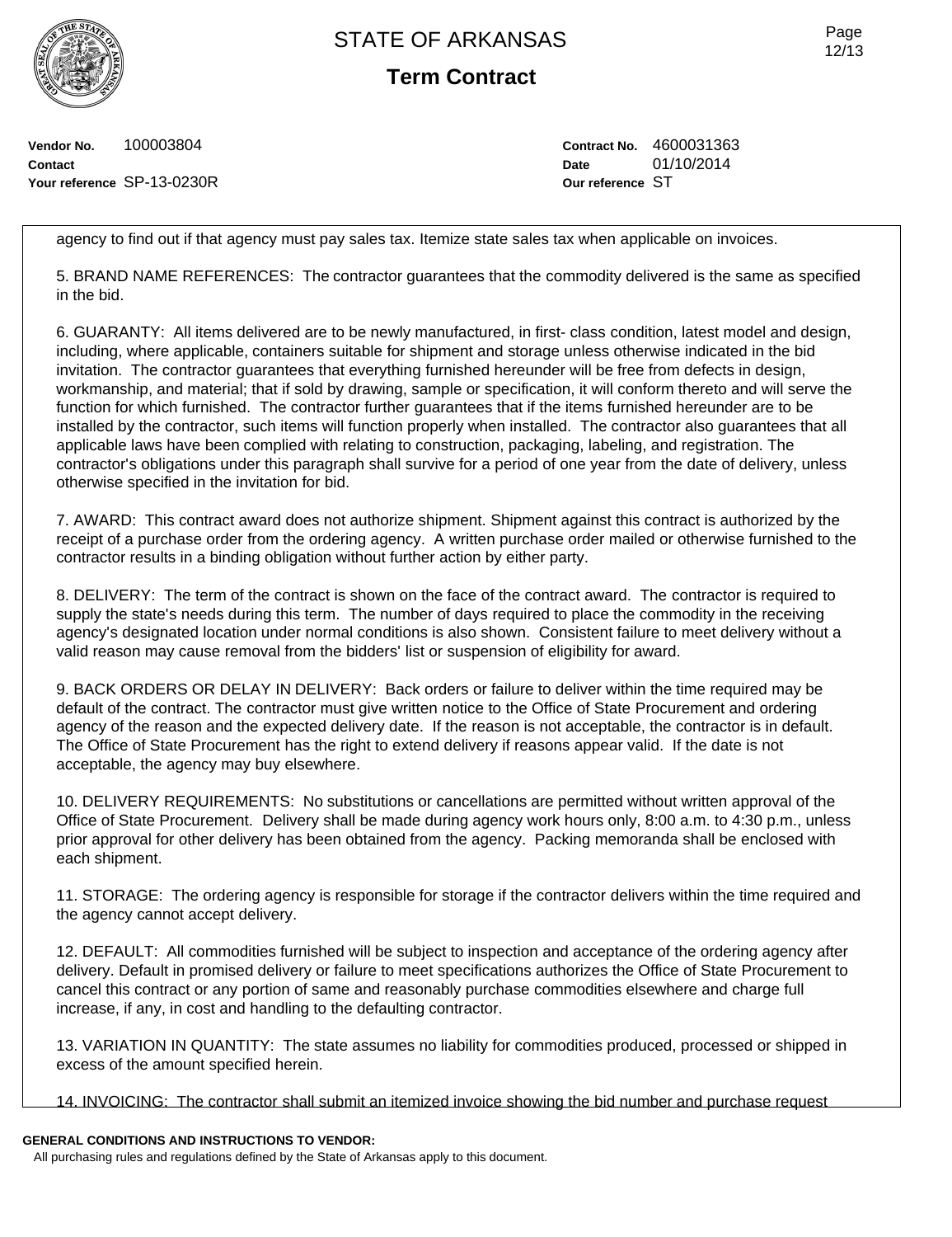# STATE OF ARKANSAS

## Term Contract

**Vendor No.** 100003804
**Contact**
**Your reference** SP-13-0230R

**Contract No.** 4600031363
**Date** 01/10/2014
**Our reference** ST

agency to find out if that agency must pay sales tax. Itemize state sales tax when applicable on invoices.

5. BRAND NAME REFERENCES: The contractor guarantees that the commodity delivered is the same as specified in the bid.

6. GUARANTY: All items delivered are to be newly manufactured, in first- class condition, latest model and design, including, where applicable, containers suitable for shipment and storage unless otherwise indicated in the bid invitation. The contractor guarantees that everything furnished hereunder will be free from defects in design, workmanship, and material; that if sold by drawing, sample or specification, it will conform thereto and will serve the function for which furnished. The contractor further guarantees that if the items furnished hereunder are to be installed by the contractor, such items will function properly when installed. The contractor also guarantees that all applicable laws have been complied with relating to construction, packaging, labeling, and registration. The contractor's obligations under this paragraph shall survive for a period of one year from the date of delivery, unless otherwise specified in the invitation for bid.

7. AWARD: This contract award does not authorize shipment. Shipment against this contract is authorized by the receipt of a purchase order from the ordering agency. A written purchase order mailed or otherwise furnished to the contractor results in a binding obligation without further action by either party.

8. DELIVERY: The term of the contract is shown on the face of the contract award. The contractor is required to supply the state's needs during this term. The number of days required to place the commodity in the receiving agency's designated location under normal conditions is also shown. Consistent failure to meet delivery without a valid reason may cause removal from the bidders' list or suspension of eligibility for award.

9. BACK ORDERS OR DELAY IN DELIVERY: Back orders or failure to deliver within the time required may be default of the contract. The contractor must give written notice to the Office of State Procurement and ordering agency of the reason and the expected delivery date. If the reason is not acceptable, the contractor is in default. The Office of State Procurement has the right to extend delivery if reasons appear valid. If the date is not acceptable, the agency may buy elsewhere.

10. DELIVERY REQUIREMENTS: No substitutions or cancellations are permitted without written approval of the Office of State Procurement. Delivery shall be made during agency work hours only, 8:00 a.m. to 4:30 p.m., unless prior approval for other delivery has been obtained from the agency. Packing memoranda shall be enclosed with each shipment.

11. STORAGE: The ordering agency is responsible for storage if the contractor delivers within the time required and the agency cannot accept delivery.

12. DEFAULT: All commodities furnished will be subject to inspection and acceptance of the ordering agency after delivery. Default in promised delivery or failure to meet specifications authorizes the Office of State Procurement to cancel this contract or any portion of same and reasonably purchase commodities elsewhere and charge full increase, if any, in cost and handling to the defaulting contractor.

13. VARIATION IN QUANTITY: The state assumes no liability for commodities produced, processed or shipped in excess of the amount specified herein.

14. INVOICING: The contractor shall submit an itemized invoice showing the bid number and purchase request

**GENERAL CONDITIONS AND INSTRUCTIONS TO VENDOR:**
All purchasing rules and regulations defined by the State of Arkansas apply to this document.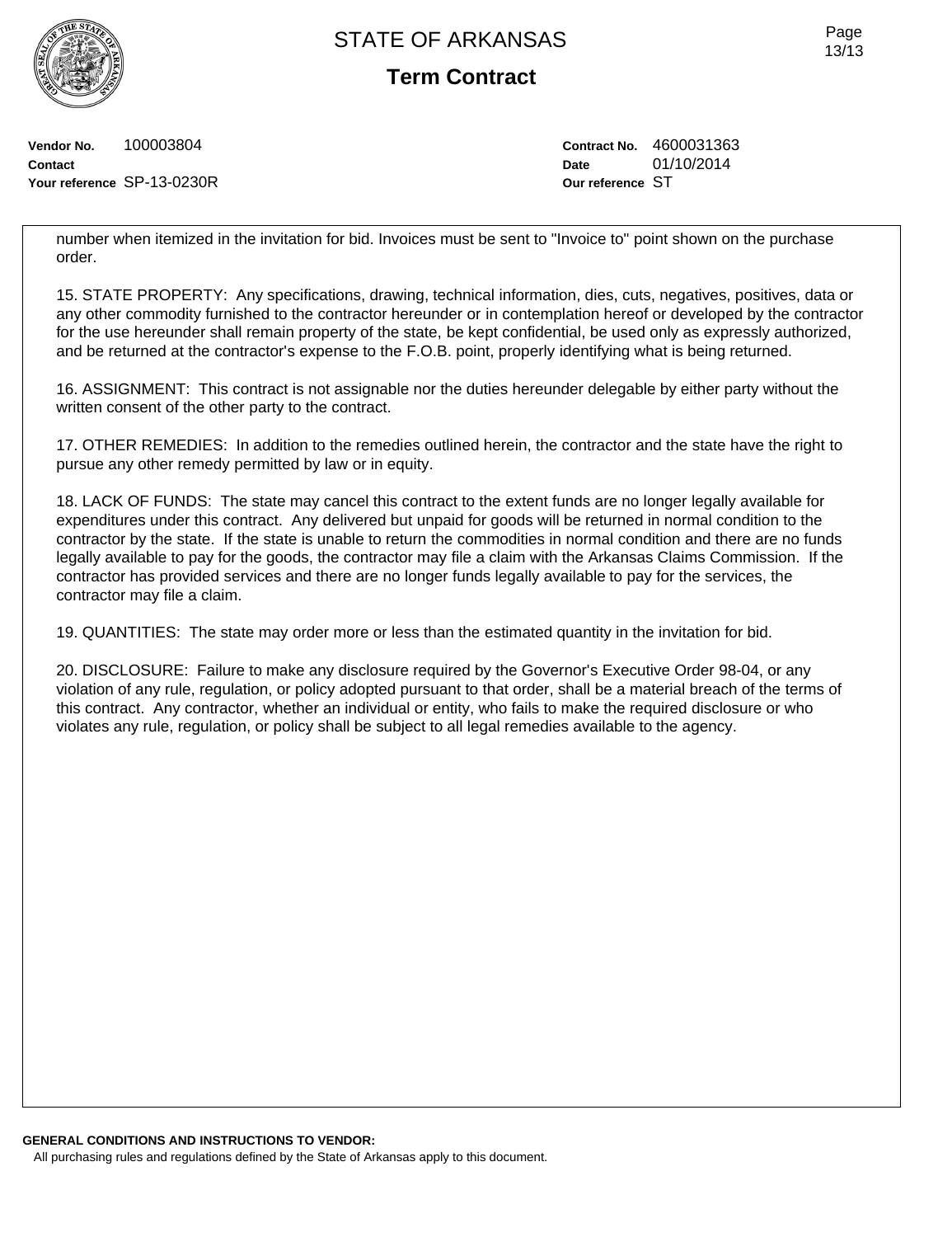**Vendor No.** 100003804
**Contact**
**Your reference** SP-13-0230R

**Contract No.** 4600031363
**Date** 01/10/2014
**Our reference** ST

number when itemized in the invitation for bid. Invoices must be sent to "Invoice to" point shown on the purchase order.

15. STATE PROPERTY: Any specifications, drawing, technical information, dies, cuts, negatives, positives, data or any other commodity furnished to the contractor hereunder or in contemplation hereof or developed by the contractor for the use hereunder shall remain property of the state, be kept confidential, be used only as expressly authorized, and be returned at the contractor's expense to the F.O.B. point, properly identifying what is being returned.

16. ASSIGNMENT: This contract is not assignable nor the duties hereunder delegable by either party without the written consent of the other party to the contract.

17. OTHER REMEDIES: In addition to the remedies outlined herein, the contractor and the state have the right to pursue any other remedy permitted by law or in equity.

18. LACK OF FUNDS: The state may cancel this contract to the extent funds are no longer legally available for expenditures under this contract. Any delivered but unpaid for goods will be returned in normal condition to the contractor by the state. If the state is unable to return the commodities in normal condition and there are no funds legally available to pay for the goods, the contractor may file a claim with the Arkansas Claims Commission. If the contractor has provided services and there are no longer funds legally available to pay for the services, the contractor may file a claim.

19. QUANTITIES: The state may order more or less than the estimated quantity in the invitation for bid.

20. DISCLOSURE: Failure to make any disclosure required by the Governor's Executive Order 98-04, or any violation of any rule, regulation, or policy adopted pursuant to that order, shall be a material breach of the terms of this contract. Any contractor, whether an individual or entity, who fails to make the required disclosure or who violates any rule, regulation, or policy shall be subject to all legal remedies available to the agency.

**GENERAL CONDITIONS AND INSTRUCTIONS TO VENDOR:**
All purchasing rules and regulations defined by the State of Arkansas apply to this document.